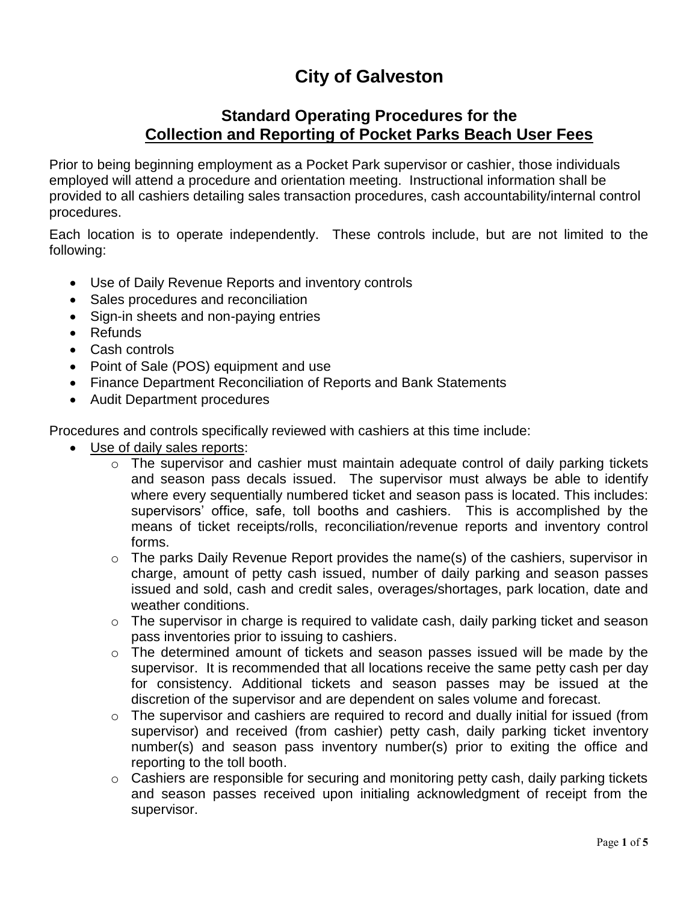# City of Galveston

## Standard Operating Procedures for the Collection and Reporting of Pocket Parks Beach User Fees

Prior to being beginning employment as a Pocket Park supervisor or cashier, those individuals employed will attend a procedure and orientation meeting. Instructional information shall be provided to all cashiers detailing sales transaction procedures, cash accountability/internal control procedures.

Each location is to operate independently. These controls include, but are not limited to the following:

- Use of Daily Revenue Reports and inventory controls
- Sales procedures and reconciliation
- Sign-in sheets and non-paying entries
- Refunds
- Cash controls
- Point of Sale (POS) equipment and use
- Finance Department Reconciliation of Reports and Bank Statements
- Audit Department procedures

Procedures and controls specifically reviewed with cashiers at this time include:

- Use of daily sales reports:
  - The supervisor and cashier must maintain adequate control of daily parking tickets and season pass decals issued. The supervisor must always be able to identify where every sequentially numbered ticket and season pass is located. This includes: supervisors' office, safe, toll booths and cashiers. This is accomplished by the means of ticket receipts/rolls, reconciliation/revenue reports and inventory control forms.
  - The parks Daily Revenue Report provides the name(s) of the cashiers, supervisor in charge, amount of petty cash issued, number of daily parking and season passes issued and sold, cash and credit sales, overages/shortages, park location, date and weather conditions.
  - The supervisor in charge is required to validate cash, daily parking ticket and season pass inventories prior to issuing to cashiers.
  - The determined amount of tickets and season passes issued will be made by the supervisor. It is recommended that all locations receive the same petty cash per day for consistency. Additional tickets and season passes may be issued at the discretion of the supervisor and are dependent on sales volume and forecast.
  - The supervisor and cashiers are required to record and dually initial for issued (from supervisor) and received (from cashier) petty cash, daily parking ticket inventory number(s) and season pass inventory number(s) prior to exiting the office and reporting to the toll booth.
  - Cashiers are responsible for securing and monitoring petty cash, daily parking tickets and season passes received upon initialing acknowledgment of receipt from the supervisor.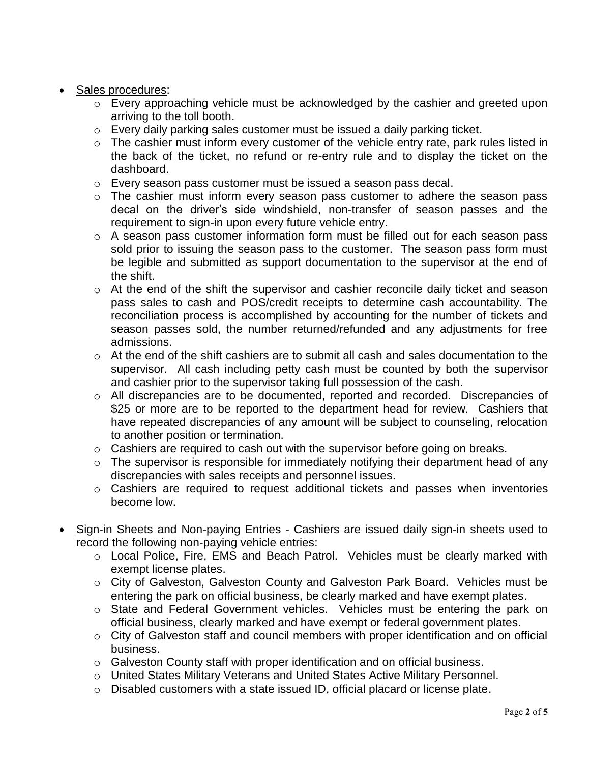- Sales procedures:
  - Every approaching vehicle must be acknowledged by the cashier and greeted upon arriving to the toll booth.
  - Every daily parking sales customer must be issued a daily parking ticket.
  - The cashier must inform every customer of the vehicle entry rate, park rules listed in the back of the ticket, no refund or re-entry rule and to display the ticket on the dashboard.
  - Every season pass customer must be issued a season pass decal.
  - The cashier must inform every season pass customer to adhere the season pass decal on the driver's side windshield, non-transfer of season passes and the requirement to sign-in upon every future vehicle entry.
  - A season pass customer information form must be filled out for each season pass sold prior to issuing the season pass to the customer. The season pass form must be legible and submitted as support documentation to the supervisor at the end of the shift.
  - At the end of the shift the supervisor and cashier reconcile daily ticket and season pass sales to cash and POS/credit receipts to determine cash accountability. The reconciliation process is accomplished by accounting for the number of tickets and season passes sold, the number returned/refunded and any adjustments for free admissions.
  - At the end of the shift cashiers are to submit all cash and sales documentation to the supervisor. All cash including petty cash must be counted by both the supervisor and cashier prior to the supervisor taking full possession of the cash.
  - All discrepancies are to be documented, reported and recorded. Discrepancies of $25 or more are to be reported to the department head for review. Cashiers that have repeated discrepancies of any amount will be subject to counseling, relocation to another position or termination.
  - Cashiers are required to cash out with the supervisor before going on breaks.
  - The supervisor is responsible for immediately notifying their department head of any discrepancies with sales receipts and personnel issues.
  - Cashiers are required to request additional tickets and passes when inventories become low.

- Sign-in Sheets and Non-paying Entries - Cashiers are issued daily sign-in sheets used to record the following non-paying vehicle entries:
  - Local Police, Fire, EMS and Beach Patrol. Vehicles must be clearly marked with exempt license plates.
  - City of Galveston, Galveston County and Galveston Park Board. Vehicles must be entering the park on official business, be clearly marked and have exempt plates.
  - State and Federal Government vehicles. Vehicles must be entering the park on official business, clearly marked and have exempt or federal government plates.
  - City of Galveston staff and council members with proper identification and on official business.
  - Galveston County staff with proper identification and on official business.
  - United States Military Veterans and United States Active Military Personnel.
  - Disabled customers with a state issued ID, official placard or license plate.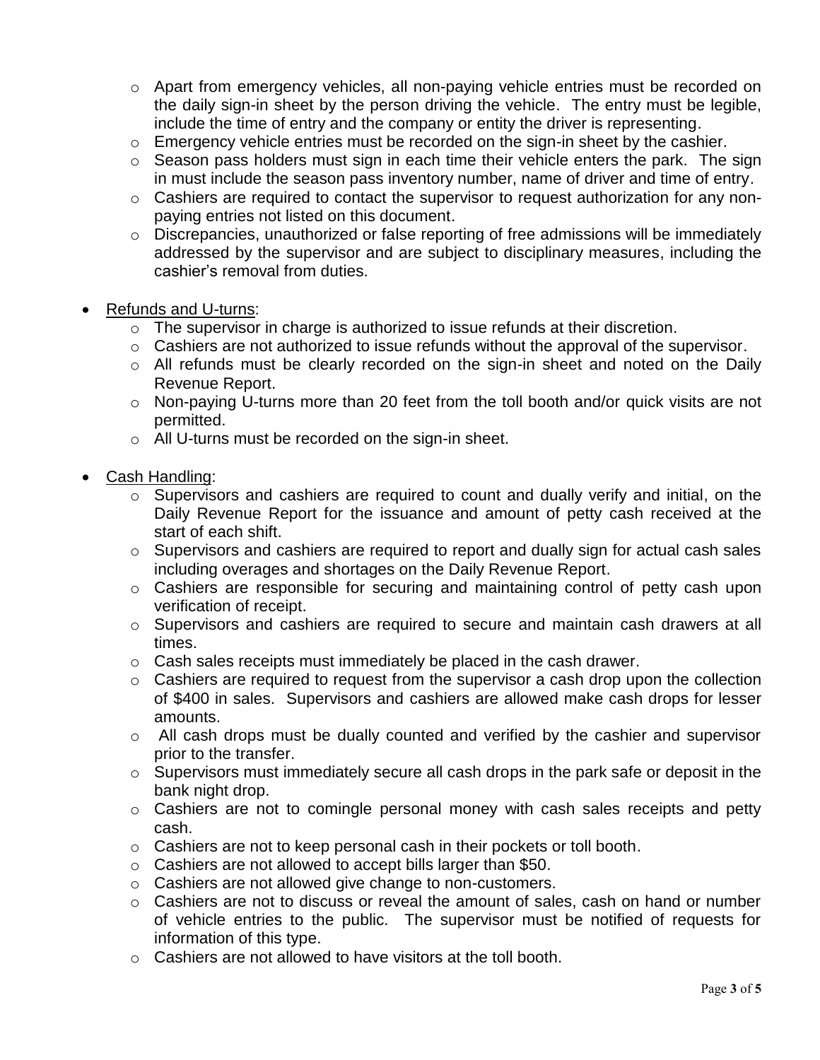- Apart from emergency vehicles, all non-paying vehicle entries must be recorded on the daily sign-in sheet by the person driving the vehicle. The entry must be legible, include the time of entry and the company or entity the driver is representing.
- Emergency vehicle entries must be recorded on the sign-in sheet by the cashier.
- Season pass holders must sign in each time their vehicle enters the park. The sign in must include the season pass inventory number, name of driver and time of entry.
- Cashiers are required to contact the supervisor to request authorization for any non-paying entries not listed on this document.
- Discrepancies, unauthorized or false reporting of free admissions will be immediately addressed by the supervisor and are subject to disciplinary measures, including the cashier's removal from duties.

- <u>Refunds and U-turns</u>:
  - The supervisor in charge is authorized to issue refunds at their discretion.
  - Cashiers are not authorized to issue refunds without the approval of the supervisor.
  - All refunds must be clearly recorded on the sign-in sheet and noted on the Daily Revenue Report.
  - Non-paying U-turns more than 20 feet from the toll booth and/or quick visits are not permitted.
  - All U-turns must be recorded on the sign-in sheet.

- <u>Cash Handling</u>:
  - Supervisors and cashiers are required to count and dually verify and initial, on the Daily Revenue Report for the issuance and amount of petty cash received at the start of each shift.
  - Supervisors and cashiers are required to report and dually sign for actual cash sales including overages and shortages on the Daily Revenue Report.
  - Cashiers are responsible for securing and maintaining control of petty cash upon verification of receipt.
  - Supervisors and cashiers are required to secure and maintain cash drawers at all times.
  - Cash sales receipts must immediately be placed in the cash drawer.
  - Cashiers are required to request from the supervisor a cash drop upon the collection of $400 in sales. Supervisors and cashiers are allowed make cash drops for lesser amounts.
  - All cash drops must be dually counted and verified by the cashier and supervisor prior to the transfer.
  - Supervisors must immediately secure all cash drops in the park safe or deposit in the bank night drop.
  - Cashiers are not to comingle personal money with cash sales receipts and petty cash.
  - Cashiers are not to keep personal cash in their pockets or toll booth.
  - Cashiers are not allowed to accept bills larger than $50.
  - Cashiers are not allowed give change to non-customers.
  - Cashiers are not to discuss or reveal the amount of sales, cash on hand or number of vehicle entries to the public. The supervisor must be notified of requests for information of this type.
  - Cashiers are not allowed to have visitors at the toll booth.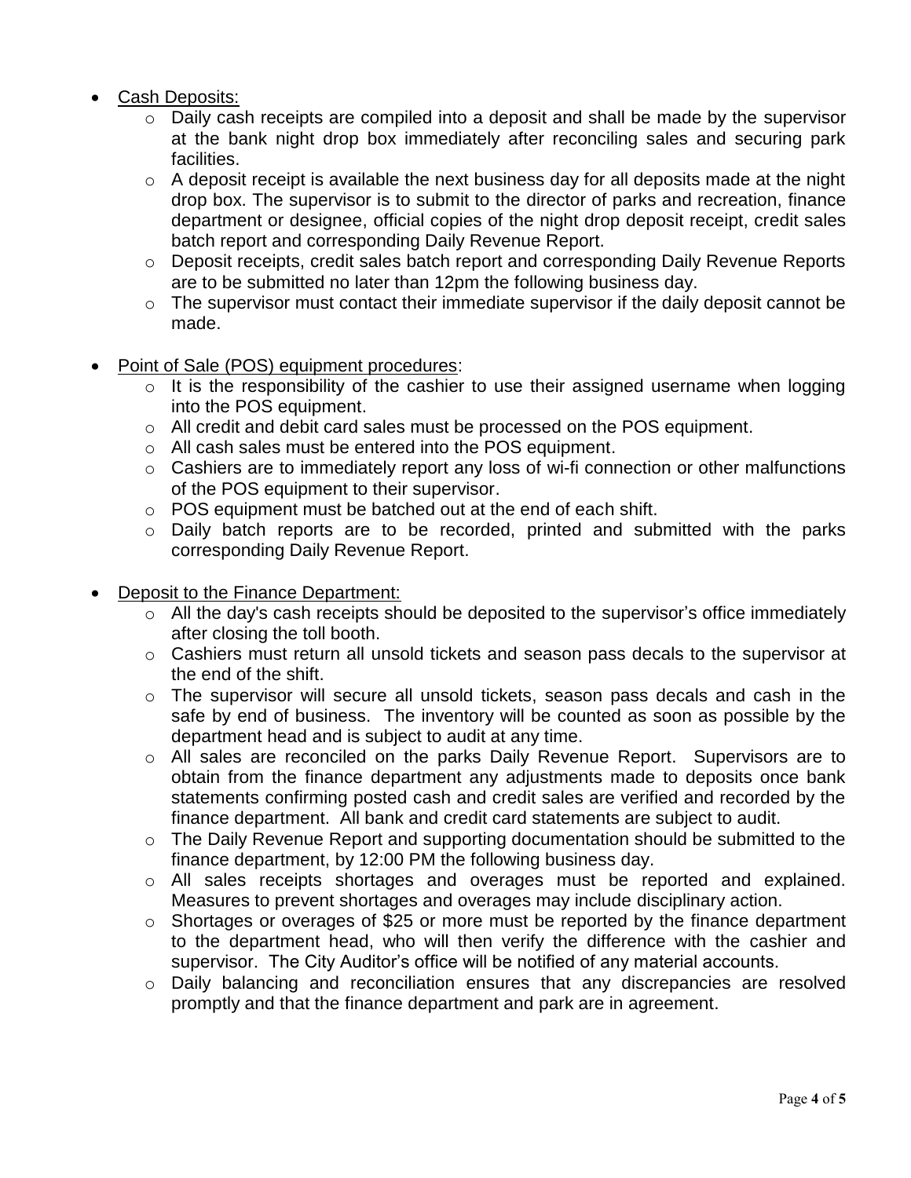- Cash Deposits:
  - Daily cash receipts are compiled into a deposit and shall be made by the supervisor at the bank night drop box immediately after reconciling sales and securing park facilities.
  - A deposit receipt is available the next business day for all deposits made at the night drop box. The supervisor is to submit to the director of parks and recreation, finance department or designee, official copies of the night drop deposit receipt, credit sales batch report and corresponding Daily Revenue Report.
  - Deposit receipts, credit sales batch report and corresponding Daily Revenue Reports are to be submitted no later than 12pm the following business day.
  - The supervisor must contact their immediate supervisor if the daily deposit cannot be made.

- Point of Sale (POS) equipment procedures:
  - It is the responsibility of the cashier to use their assigned username when logging into the POS equipment.
  - All credit and debit card sales must be processed on the POS equipment.
  - All cash sales must be entered into the POS equipment.
  - Cashiers are to immediately report any loss of wi-fi connection or other malfunctions of the POS equipment to their supervisor.
  - POS equipment must be batched out at the end of each shift.
  - Daily batch reports are to be recorded, printed and submitted with the parks corresponding Daily Revenue Report.

- Deposit to the Finance Department:
  - All the day's cash receipts should be deposited to the supervisor's office immediately after closing the toll booth.
  - Cashiers must return all unsold tickets and season pass decals to the supervisor at the end of the shift.
  - The supervisor will secure all unsold tickets, season pass decals and cash in the safe by end of business. The inventory will be counted as soon as possible by the department head and is subject to audit at any time.
  - All sales are reconciled on the parks Daily Revenue Report. Supervisors are to obtain from the finance department any adjustments made to deposits once bank statements confirming posted cash and credit sales are verified and recorded by the finance department. All bank and credit card statements are subject to audit.
  - The Daily Revenue Report and supporting documentation should be submitted to the finance department, by 12:00 PM the following business day.
  - All sales receipts shortages and overages must be reported and explained. Measures to prevent shortages and overages may include disciplinary action.
  - Shortages or overages of $25 or more must be reported by the finance department to the department head, who will then verify the difference with the cashier and supervisor. The City Auditor's office will be notified of any material accounts.
  - Daily balancing and reconciliation ensures that any discrepancies are resolved promptly and that the finance department and park are in agreement.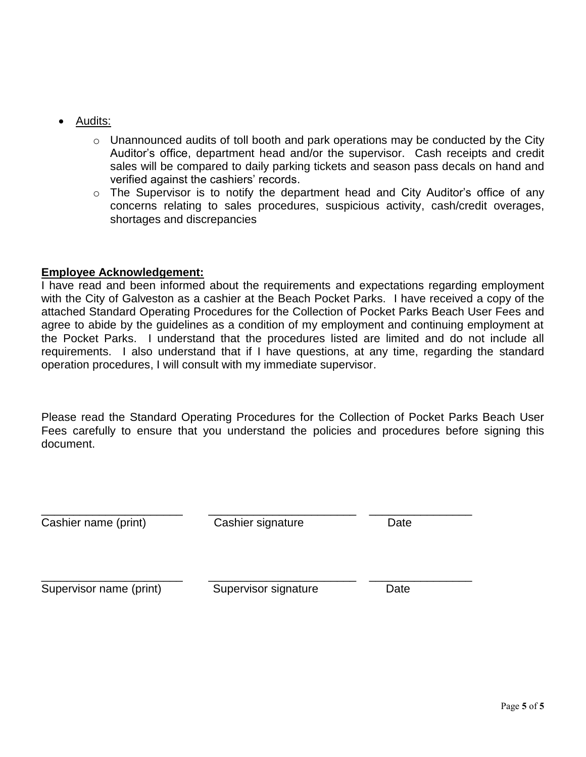- Audits:
  - Unannounced audits of toll booth and park operations may be conducted by the City Auditor's office, department head and/or the supervisor. Cash receipts and credit sales will be compared to daily parking tickets and season pass decals on hand and verified against the cashiers' records.
  - The Supervisor is to notify the department head and City Auditor's office of any concerns relating to sales procedures, suspicious activity, cash/credit overages, shortages and discrepancies

**Employee Acknowledgement:**

I have read and been informed about the requirements and expectations regarding employment with the City of Galveston as a cashier at the Beach Pocket Parks. I have received a copy of the attached Standard Operating Procedures for the Collection of Pocket Parks Beach User Fees and agree to abide by the guidelines as a condition of my employment and continuing employment at the Pocket Parks. I understand that the procedures listed are limited and do not include all requirements. I also understand that if I have questions, at any time, regarding the standard operation procedures, I will consult with my immediate supervisor.

Please read the Standard Operating Procedures for the Collection of Pocket Parks Beach User Fees carefully to ensure that you understand the policies and procedures before signing this document.

| | | |
|---|---|---|
| \_\_\_\_\_\_\_\_\_\_\_\_\_\_\_\_\_\_\_\_\_\_ | \_\_\_\_\_\_\_\_\_\_\_\_\_\_\_\_\_\_\_\_\_\_\_ | \_\_\_\_\_\_\_\_\_\_\_\_\_\_\_\_ |
| Cashier name (print) | Cashier signature | Date |
| \_\_\_\_\_\_\_\_\_\_\_\_\_\_\_\_\_\_\_\_\_\_ | \_\_\_\_\_\_\_\_\_\_\_\_\_\_\_\_\_\_\_\_\_\_\_ | \_\_\_\_\_\_\_\_\_\_\_\_\_\_\_\_ |
| Supervisor name (print) | Supervisor signature | Date |